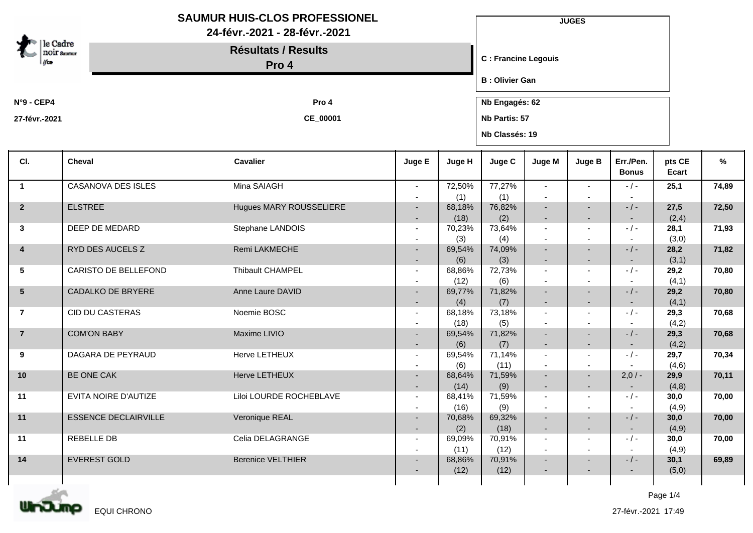# SAUMUR HUIS-CLOS PROFESSIONEL

**24-févr.-2021 - 28-févr.-2021**

## Résultats / Results

## Pro 4

**JUGES**

**C : Francine Legouis**

**B : Olivier Gan**

**N°9 - CEP4** | **Pro 4**

**27-févr.-2021** | **CE_00001**

**Nb Engagés: 62**

**Nb Partis: 57**

**Nb Classés: 19**

| Cl. | Cheval | Cavalier | Juge E | Juge H | Juge C | Juge M | Juge B | Err./Pen. Bonus | pts CE Ecart | % |
|---|---|---|---|---|---|---|---|---|---|---|
| 1 | CASANOVA DES ISLES | Mina SAIAGH | - - | 72,50% (1) | 77,27% (1) | - - | - - | - / - - | **25,1** | **74,89** |
| 2 | ELSTREE | Hugues MARY ROUSSELIERE | - - | 68,18% (18) | 76,82% (2) | - - | - - | - / - - | **27,5** (2,4) | **72,50** |
| 3 | DEEP DE MEDARD | Stephane LANDOIS | - - | 70,23% (3) | 73,64% (4) | - - | - - | - / - - | **28,1** (3,0) | **71,93** |
| 4 | RYD DES AUCELS Z | Remi LAKMECHE | - - | 69,54% (6) | 74,09% (3) | - - | - - | - / - - | **28,2** (3,1) | **71,82** |
| 5 | CARISTO DE BELLEFOND | Thibault CHAMPEL | - - | 68,86% (12) | 72,73% (6) | - - | - - | - / - - | **29,2** (4,1) | **70,80** |
| 5 | CADALKO DE BRYERE | Anne Laure DAVID | - - | 69,77% (4) | 71,82% (7) | - - | - - | - / - - | **29,2** (4,1) | **70,80** |
| 7 | CID DU CASTERAS | Noemie BOSC | - - | 68,18% (18) | 73,18% (5) | - - | - - | - / - - | **29,3** (4,2) | **70,68** |
| 7 | COM'ON BABY | Maxime LIVIO | - - | 69,54% (6) | 71,82% (7) | - - | - - | - / - - | **29,3** (4,2) | **70,68** |
| 9 | DAGARA DE PEYRAUD | Herve LETHEUX | - - | 69,54% (6) | 71,14% (11) | - - | - - | - / - - | **29,7** (4,6) | **70,34** |
| 10 | BE ONE CAK | Herve LETHEUX | - - | 68,64% (14) | 71,59% (9) | - - | - - | 2,0 / - - | **29,9** (4,8) | **70,11** |
| 11 | EVITA NOIRE D'AUTIZE | Liloi LOURDE ROCHEBLAVE | - - | 68,41% (16) | 71,59% (9) | - - | - - | - / - - | **30,0** (4,9) | **70,00** |
| 11 | ESSENCE DECLAIRVILLE | Veronique REAL | - - | 70,68% (2) | 69,32% (18) | - - | - - | - / - - | **30,0** (4,9) | **70,00** |
| 11 | REBELLE DB | Celia DELAGRANGE | - - | 69,09% (11) | 70,91% (12) | - - | - - | - / - - | **30,0** (4,9) | **70,00** |
| 14 | EVEREST GOLD | Berenice VELTHIER | - - | 68,86% (12) | 70,91% (12) | - - | - - | - / - - | **30,1** (5,0) | **69,89** |

EQUI CHRONO

27-févr.-2021 17:49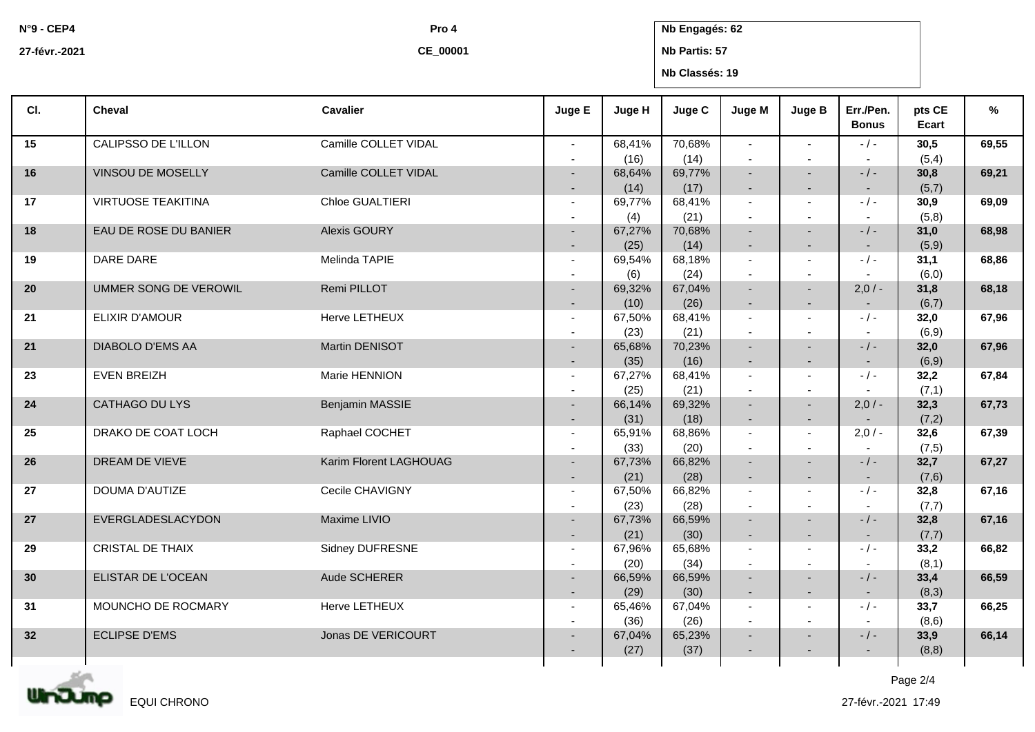N°9 - CEP4
27-févr.-2021

Pro 4
CE_00001

Nb Engagés: 62
Nb Partis: 57
Nb Classés: 19

| Cl. | Cheval | Cavalier | Juge E | Juge H | Juge C | Juge M | Juge B | Err./Pen. Bonus | pts CE Ecart | % |
|---|---|---|---|---|---|---|---|---|---|---|
| 15 | CALIPSSO DE L'ILLON | Camille COLLET VIDAL | - - | 68,41% (16) | 70,68% (14) | - - | - - | - / - - | **30,5** (5,4) | **69,55** |
| 16 | VINSOU DE MOSELLY | Camille COLLET VIDAL | - - | 68,64% (14) | 69,77% (17) | - - | - - | - / - - | **30,8** (5,7) | **69,21** |
| 17 | VIRTUOSE TEAKITINA | Chloe GUALTIERI | - - | 69,77% (4) | 68,41% (21) | - - | - - | - / - - | **30,9** (5,8) | **69,09** |
| 18 | EAU DE ROSE DU BANIER | Alexis GOURY | - - | 67,27% (25) | 70,68% (14) | - - | - - | - / - - | **31,0** (5,9) | **68,98** |
| 19 | DARE DARE | Melinda TAPIE | - - | 69,54% (6) | 68,18% (24) | - - | - - | - / - - | **31,1** (6,0) | **68,86** |
| 20 | UMMER SONG DE VEROWIL | Remi PILLOT | - - | 69,32% (10) | 67,04% (26) | - - | - - | 2,0 / - - | **31,8** (6,7) | **68,18** |
| 21 | ELIXIR D'AMOUR | Herve LETHEUX | - - | 67,50% (23) | 68,41% (21) | - - | - - | - / - - | **32,0** (6,9) | **67,96** |
| 21 | DIABOLO D'EMS AA | Martin DENISOT | - - | 65,68% (35) | 70,23% (16) | - - | - - | - / - - | **32,0** (6,9) | **67,96** |
| 23 | EVEN BREIZH | Marie HENNION | - - | 67,27% (25) | 68,41% (21) | - - | - - | - / - - | **32,2** (7,1) | **67,84** |
| 24 | CATHAGO DU LYS | Benjamin MASSIE | - - | 66,14% (31) | 69,32% (18) | - - | - - | 2,0 / - - | **32,3** (7,2) | **67,73** |
| 25 | DRAKO DE COAT LOCH | Raphael COCHET | - - | 65,91% (33) | 68,86% (20) | - - | - - | 2,0 / - - | **32,6** (7,5) | **67,39** |
| 26 | DREAM DE VIEVE | Karim Florent LAGHOUAG | - - | 67,73% (21) | 66,82% (28) | - - | - - | - / - - | **32,7** (7,6) | **67,27** |
| 27 | DOUMA D'AUTIZE | Cecile CHAVIGNY | - - | 67,50% (23) | 66,82% (28) | - - | - - | - / - - | **32,8** (7,7) | **67,16** |
| 27 | EVERGLADESLACYDON | Maxime LIVIO | - - | 67,73% (21) | 66,59% (30) | - - | - - | - / - - | **32,8** (7,7) | **67,16** |
| 29 | CRISTAL DE THAIX | Sidney DUFRESNE | - - | 67,96% (20) | 65,68% (34) | - - | - - | - / - - | **33,2** (8,1) | **66,82** |
| 30 | ELISTAR DE L'OCEAN | Aude SCHERER | - - | 66,59% (29) | 66,59% (30) | - - | - - | - / - - | **33,4** (8,3) | **66,59** |
| 31 | MOUNCHO DE ROCMARY | Herve LETHEUX | - - | 65,46% (36) | 67,04% (26) | - - | - - | - / - - | **33,7** (8,6) | **66,25** |
| 32 | ECLIPSE D'EMS | Jonas DE VERICOURT | - - | 67,04% (27) | 65,23% (37) | - - | - - | - / - - | **33,9** (8,8) | **66,14** |

EQUI CHRONO

27-févr.-2021 17:49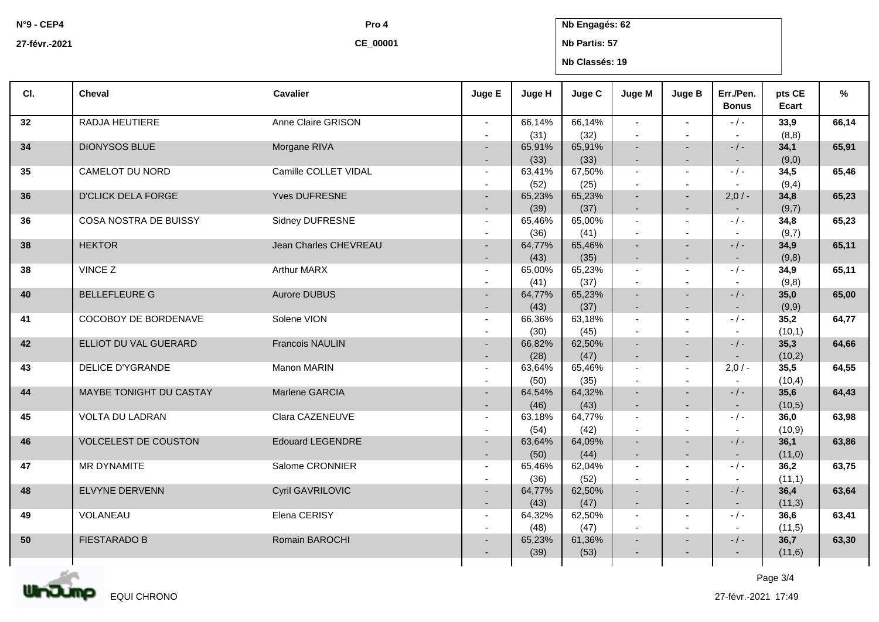N°9 - CEP4
27-févr.-2021

Pro 4
CE_00001

Nb Engagés: 62
Nb Partis: 57
Nb Classés: 19

| Cl. | Cheval | Cavalier | Juge E | Juge H | Juge C | Juge M | Juge B | Err./Pen. Bonus | pts CE Ecart | % |
|---|---|---|---|---|---|---|---|---|---|---|
| 32 | RADJA HEUTIERE | Anne Claire GRISON | - - | 66,14% (31) | 66,14% (32) | - - | - - | - / - - | **33,9** (8,8) | **66,14** |
| 34 | DIONYSOS BLUE | Morgane RIVA | - - | 65,91% (33) | 65,91% (33) | - - | - - | - / - - | **34,1** (9,0) | **65,91** |
| 35 | CAMELOT DU NORD | Camille COLLET VIDAL | - - | 63,41% (52) | 67,50% (25) | - - | - - | - / - - | **34,5** (9,4) | **65,46** |
| 36 | D'CLICK DELA FORGE | Yves DUFRESNE | - - | 65,23% (39) | 65,23% (37) | - - | - - | 2,0 / - - | **34,8** (9,7) | **65,23** |
| 36 | COSA NOSTRA DE BUISSY | Sidney DUFRESNE | - - | 65,46% (36) | 65,00% (41) | - - | - - | - / - - | **34,8** (9,7) | **65,23** |
| 38 | HEKTOR | Jean Charles CHEVREAU | - - | 64,77% (43) | 65,46% (35) | - - | - - | - / - - | **34,9** (9,8) | **65,11** |
| 38 | VINCE Z | Arthur MARX | - - | 65,00% (41) | 65,23% (37) | - - | - - | - / - - | **34,9** (9,8) | **65,11** |
| 40 | BELLEFLEURE G | Aurore DUBUS | - - | 64,77% (43) | 65,23% (37) | - - | - - | - / - - | **35,0** (9,9) | **65,00** |
| 41 | COCOBOY DE BORDENAVE | Solene VION | - - | 66,36% (30) | 63,18% (45) | - - | - - | - / - - | **35,2** (10,1) | **64,77** |
| 42 | ELLIOT DU VAL GUERARD | Francois NAULIN | - - | 66,82% (28) | 62,50% (47) | - - | - - | - / - - | **35,3** (10,2) | **64,66** |
| 43 | DELICE D'YGRANDE | Manon MARIN | - - | 63,64% (50) | 65,46% (35) | - - | - - | 2,0 / - - | **35,5** (10,4) | **64,55** |
| 44 | MAYBE TONIGHT DU CASTAY | Marlene GARCIA | - - | 64,54% (46) | 64,32% (43) | - - | - - | - / - - | **35,6** (10,5) | **64,43** |
| 45 | VOLTA DU LADRAN | Clara CAZENEUVE | - - | 63,18% (54) | 64,77% (42) | - - | - - | - / - - | **36,0** (10,9) | **63,98** |
| 46 | VOLCELEST DE COUSTON | Edouard LEGENDRE | - - | 63,64% (50) | 64,09% (44) | - - | - - | - / - - | **36,1** (11,0) | **63,86** |
| 47 | MR DYNAMITE | Salome CRONNIER | - - | 65,46% (36) | 62,04% (52) | - - | - - | - / - - | **36,2** (11,1) | **63,75** |
| 48 | ELVYNE DERVENN | Cyril GAVRILOVIC | - - | 64,77% (43) | 62,50% (47) | - - | - - | - / - - | **36,4** (11,3) | **63,64** |
| 49 | VOLANEAU | Elena CERISY | - - | 64,32% (48) | 62,50% (47) | - - | - - | - / - - | **36,6** (11,5) | **63,41** |
| 50 | FIESTARADO B | Romain BAROCHI | - - | 65,23% (39) | 61,36% (53) | - - | - - | - / - - | **36,7** (11,6) | **63,30** |

EQUI CHRONO

27-févr.-2021 17:49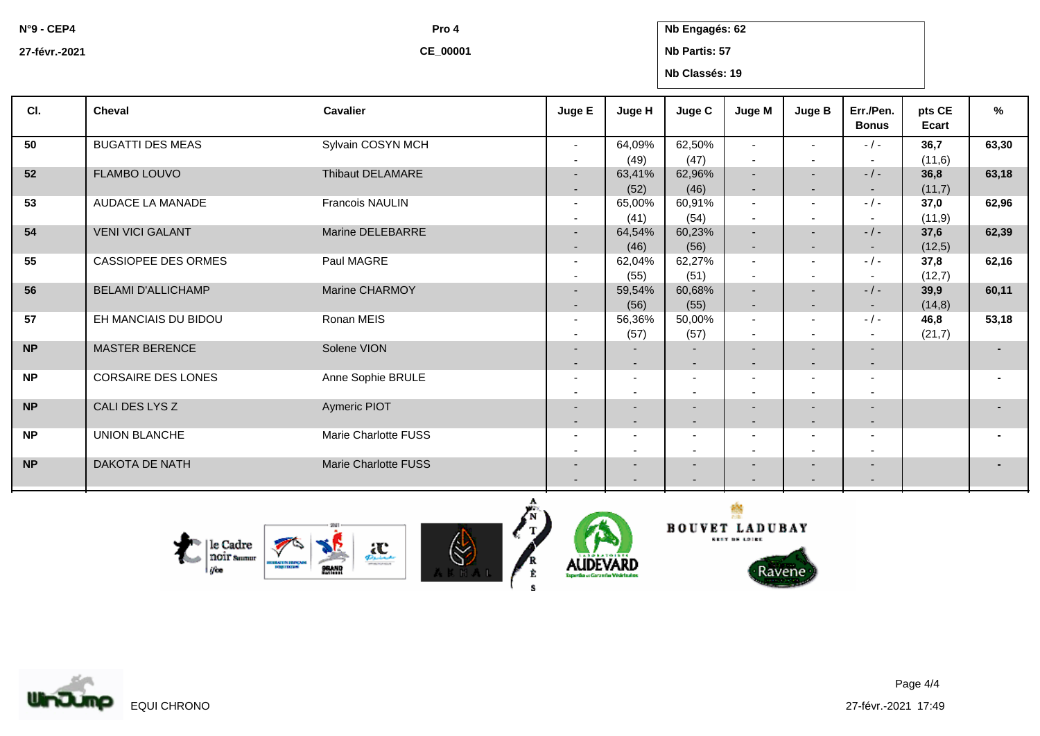N°9 - CEP4

27-févr.-2021

Pro 4

CE_00001

Nb Engagés: 62

Nb Partis: 57

Nb Classés: 19

| Cl. | Cheval | Cavalier | Juge E | Juge H | Juge C | Juge M | Juge B | Err./Pen. Bonus | pts CE Ecart | % |
|---|---|---|---|---|---|---|---|---|---|---|
| 50 | BUGATTI DES MEAS | Sylvain COSYN MCH | - - | 64,09% (49) | 62,50% (47) | - - | - - | - / - - | **36,7** (11,6) | **63,30** |
| 52 | FLAMBO LOUVO | Thibaut DELAMARE | - - | 63,41% (52) | 62,96% (46) | - - | - - | - / - - | **36,8** (11,7) | **63,18** |
| 53 | AUDACE LA MANADE | Francois NAULIN | - - | 65,00% (41) | 60,91% (54) | - - | - - | - / - - | **37,0** (11,9) | **62,96** |
| 54 | VENI VICI GALANT | Marine DELEBARRE | - - | 64,54% (46) | 60,23% (56) | - - | - - | - / - - | **37,6** (12,5) | **62,39** |
| 55 | CASSIOPEE DES ORMES | Paul MAGRE | - - | 62,04% (55) | 62,27% (51) | - - | - - | - / - - | **37,8** (12,7) | **62,16** |
| 56 | BELAMI D'ALLICHAMP | Marine CHARMOY | - - | 59,54% (56) | 60,68% (55) | - - | - - | - / - - | **39,9** (14,8) | **60,11** |
| 57 | EH MANCIAIS DU BIDOU | Ronan MEIS | - - | 56,36% (57) | 50,00% (57) | - - | - - | - / - - | **46,8** (21,7) | **53,18** |
| NP | MASTER BERENCE | Solene VION | - - | - - | - - | - - | - - | - - | | - |
| NP | CORSAIRE DES LONES | Anne Sophie BRULE | - - | - - | - - | - - | - - | - - | | - |
| NP | CALI DES LYS Z | Aymeric PIOT | - - | - - | - - | - - | - - | - - | | - |
| NP | UNION BLANCHE | Marie Charlotte FUSS | - - | - - | - - | - - | - - | - - | | - |
| NP | DAKOTA DE NATH | Marie Charlotte FUSS | - - | - - | - - | - - | - - | - - | | - |

EQUI CHRONO

27-févr.-2021 17:49